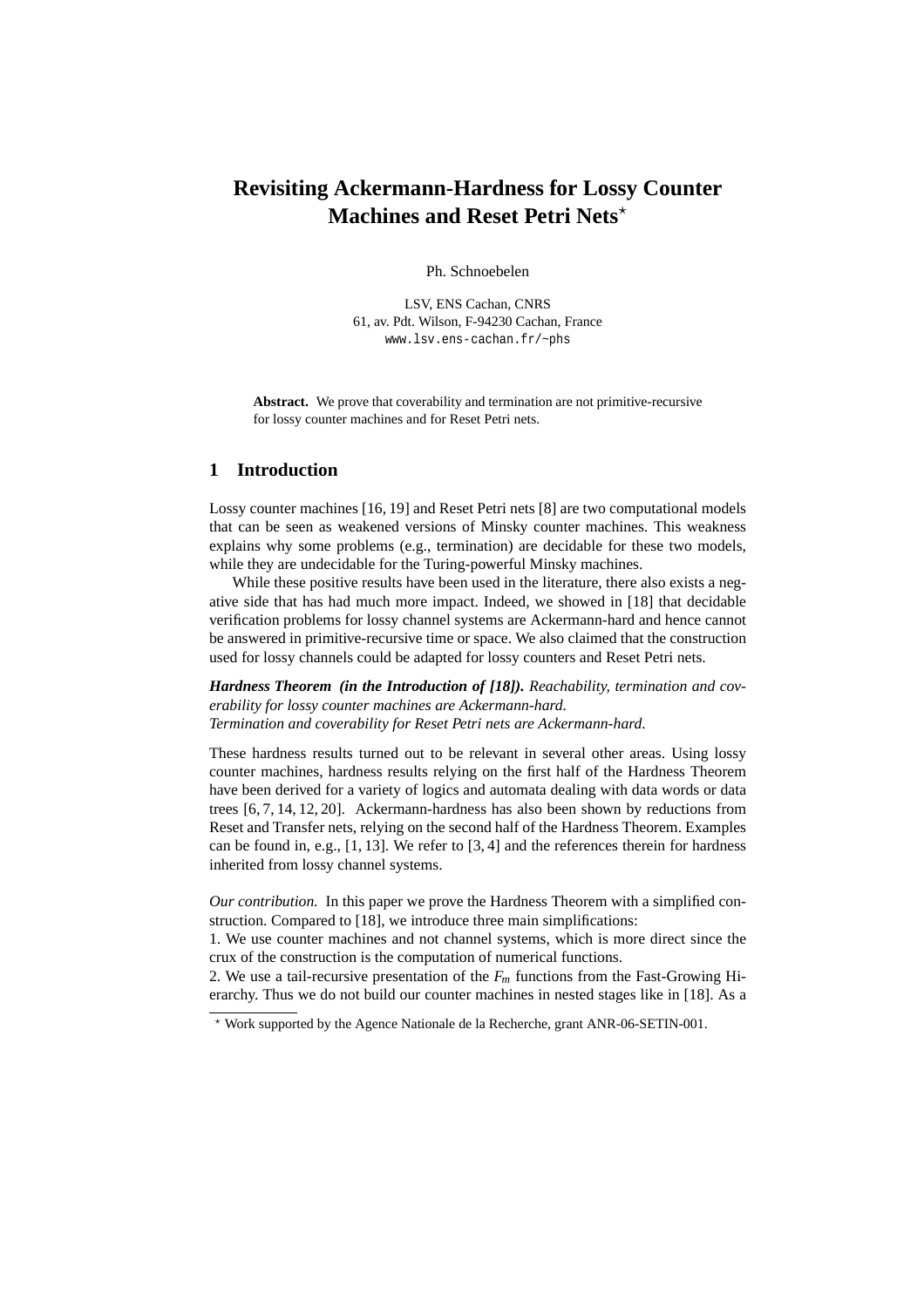# Revisiting Ackermann-Hardness for Lossy Counter Machines and Reset Petri Nets*

Ph. Schnoebelen

LSV, ENS Cachan, CNRS
61, av. Pdt. Wilson, F-94230 Cachan, France
www.lsv.ens-cachan.fr/~phs

**Abstract.** We prove that coverability and termination are not primitive-recursive for lossy counter machines and for Reset Petri nets.

## 1 Introduction

Lossy counter machines [16, 19] and Reset Petri nets [8] are two computational models that can be seen as weakened versions of Minsky counter machines. This weakness explains why some problems (e.g., termination) are decidable for these two models, while they are undecidable for the Turing-powerful Minsky machines.

While these positive results have been used in the literature, there also exists a negative side that has had much more impact. Indeed, we showed in [18] that decidable verification problems for lossy channel systems are Ackermann-hard and hence cannot be answered in primitive-recursive time or space. We also claimed that the construction used for lossy channels could be adapted for lossy counters and Reset Petri nets.

***Hardness Theorem (in the Introduction of [18]).*** *Reachability, termination and coverability for lossy counter machines are Ackermann-hard.*
*Termination and coverability for Reset Petri nets are Ackermann-hard.*

These hardness results turned out to be relevant in several other areas. Using lossy counter machines, hardness results relying on the first half of the Hardness Theorem have been derived for a variety of logics and automata dealing with data words or data trees [6, 7, 14, 12, 20]. Ackermann-hardness has also been shown by reductions from Reset and Transfer nets, relying on the second half of the Hardness Theorem. Examples can be found in, e.g., [1, 13]. We refer to [3, 4] and the references therein for hardness inherited from lossy channel systems.

*Our contribution.* In this paper we prove the Hardness Theorem with a simplified construction. Compared to [18], we introduce three main simplifications:
1. We use counter machines and not channel systems, which is more direct since the crux of the construction is the computation of numerical functions.
2. We use a tail-recursive presentation of the $F_m$ functions from the Fast-Growing Hierarchy. Thus we do not build our counter machines in nested stages like in [18]. As a

* Work supported by the Agence Nationale de la Recherche, grant ANR-06-SETIN-001.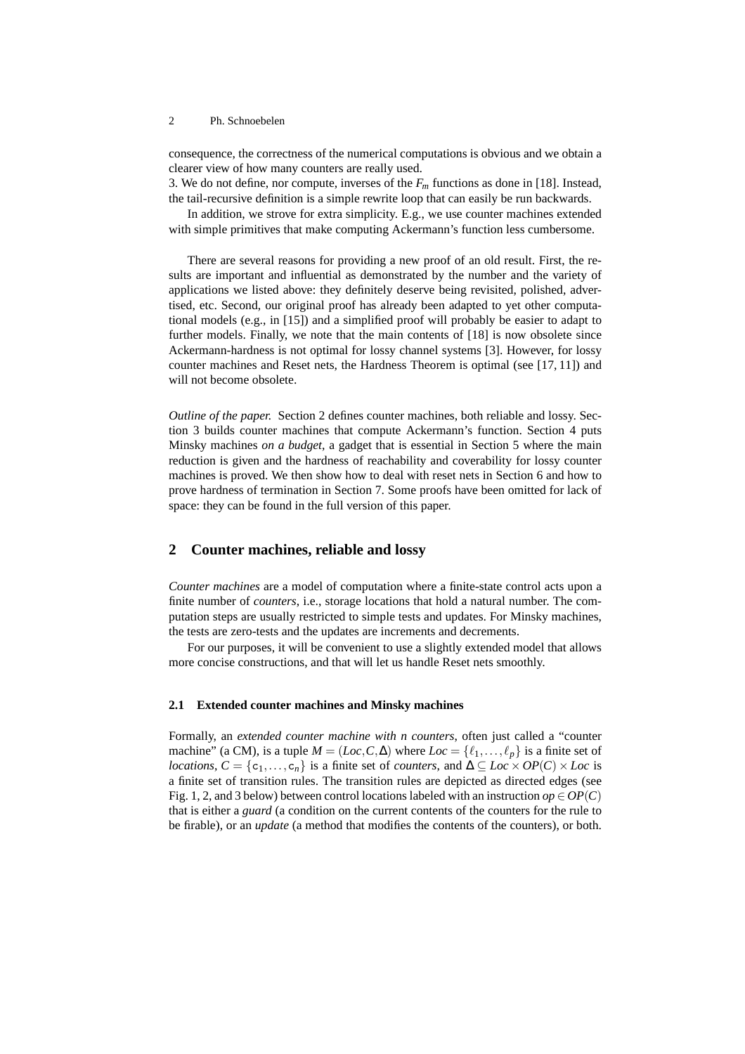consequence, the correctness of the numerical computations is obvious and we obtain a clearer view of how many counters are really used.
3. We do not define, nor compute, inverses of the $F_m$ functions as done in [18]. Instead, the tail-recursive definition is a simple rewrite loop that can easily be run backwards.

In addition, we strove for extra simplicity. E.g., we use counter machines extended with simple primitives that make computing Ackermann's function less cumbersome.

There are several reasons for providing a new proof of an old result. First, the results are important and influential as demonstrated by the number and the variety of applications we listed above: they definitely deserve being revisited, polished, advertised, etc. Second, our original proof has already been adapted to yet other computational models (e.g., in [15]) and a simplified proof will probably be easier to adapt to further models. Finally, we note that the main contents of [18] is now obsolete since Ackermann-hardness is not optimal for lossy channel systems [3]. However, for lossy counter machines and Reset nets, the Hardness Theorem is optimal (see [17, 11]) and will not become obsolete.

*Outline of the paper.* Section 2 defines counter machines, both reliable and lossy. Section 3 builds counter machines that compute Ackermann's function. Section 4 puts Minsky machines *on a budget*, a gadget that is essential in Section 5 where the main reduction is given and the hardness of reachability and coverability for lossy counter machines is proved. We then show how to deal with reset nets in Section 6 and how to prove hardness of termination in Section 7. Some proofs have been omitted for lack of space: they can be found in the full version of this paper.

## 2 Counter machines, reliable and lossy

*Counter machines* are a model of computation where a finite-state control acts upon a finite number of *counters*, i.e., storage locations that hold a natural number. The computation steps are usually restricted to simple tests and updates. For Minsky machines, the tests are zero-tests and the updates are increments and decrements.

For our purposes, it will be convenient to use a slightly extended model that allows more concise constructions, and that will let us handle Reset nets smoothly.

### 2.1 Extended counter machines and Minsky machines

Formally, an *extended counter machine with n counters*, often just called a "counter machine" (a CM), is a tuple $M = (Loc, C, \Delta)$ where $Loc = \{\ell_1, \ldots, \ell_p\}$ is a finite set of *locations*, $C = \{\mathtt{c}_1, \ldots, \mathtt{c}_n\}$ is a finite set of *counters*, and $\Delta \subseteq Loc \times OP(C) \times Loc$ is a finite set of transition rules. The transition rules are depicted as directed edges (see Fig. 1, 2, and 3 below) between control locations labeled with an instruction $op \in OP(C)$ that is either a *guard* (a condition on the current contents of the counters for the rule to be firable), or an *update* (a method that modifies the contents of the counters), or both.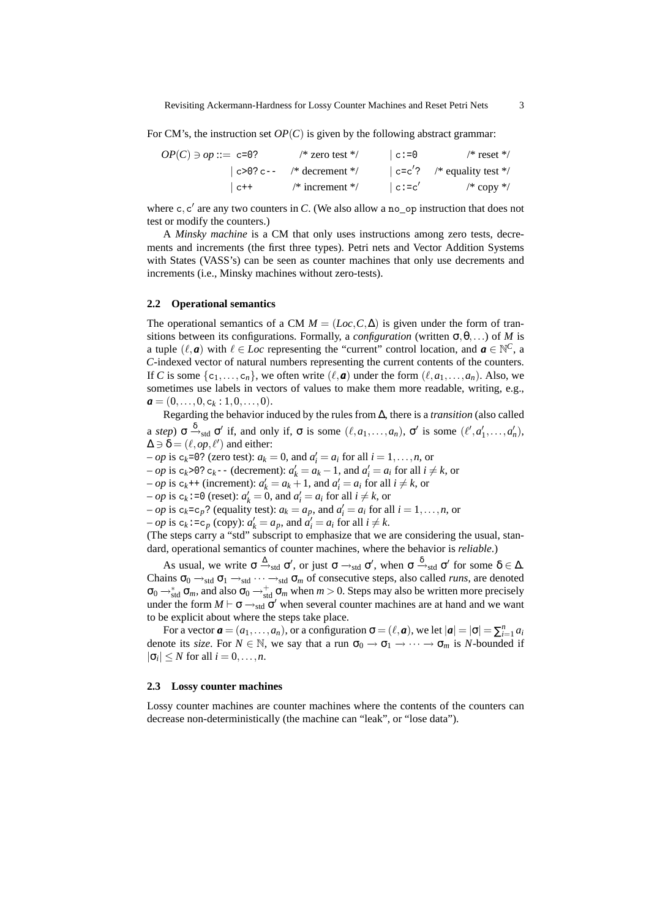For CM's, the instruction set $OP(C)$ is given by the following abstract grammar:

$$
\begin{array}{llll}
OP(C) \ni op ::= \texttt{c=0?} & \text{/* zero test */} & \mid \texttt{c:=0} & \text{/* reset */} \\
\quad\mid \texttt{c>0? c--} & \text{/* decrement */} & \mid \texttt{c=c}'\texttt{?} & \text{/* equality test */} \\
\quad\mid \texttt{c++} & \text{/* increment */} & \mid \texttt{c:=c}' & \text{/* copy */}
\end{array}
$$

where $\mathtt{c}, \mathtt{c}'$ are any two counters in $C$. (We also allow a `no_op` instruction that does not test or modify the counters.)

A *Minsky machine* is a CM that only uses instructions among zero tests, decrements and increments (the first three types). Petri nets and Vector Addition Systems with States (VASS's) can be seen as counter machines that only use decrements and increments (i.e., Minsky machines without zero-tests).

### 2.2 Operational semantics

The operational semantics of a CM $M = (Loc, C, \Delta)$ is given under the form of transitions between its configurations. Formally, a *configuration* (written $\sigma, \theta, \ldots$) of $M$ is a tuple $(\ell, \boldsymbol{a})$ with $\ell \in Loc$ representing the "current" control location, and $\boldsymbol{a} \in \mathbb{N}^C$, a $C$-indexed vector of natural numbers representing the current contents of the counters. If $C$ is some $\{\mathtt{c}_1, \ldots, \mathtt{c}_n\}$, we often write $(\ell, \boldsymbol{a})$ under the form $(\ell, a_1, \ldots, a_n)$. Also, we sometimes use labels in vectors of values to make them more readable, writing, e.g., $\boldsymbol{a} = (0, \ldots, 0, \mathtt{c}_k : 1, 0, \ldots, 0)$.

Regarding the behavior induced by the rules from $\Delta$, there is a *transition* (also called a *step*) $\sigma \xrightarrow{\delta}_{\text{std}} \sigma'$ if, and only if, $\sigma$ is some $(\ell, a_1, \ldots, a_n)$, $\sigma'$ is some $(\ell', a'_1, \ldots, a'_n)$, $\Delta \ni \delta = (\ell, op, \ell')$ and either:
– $op$ is $\mathtt{c}_k\texttt{=0?}$ (zero test): $a_k = 0$, and $a'_i = a_i$ for all $i = 1, \ldots, n$, or
– $op$ is $\mathtt{c}_k\texttt{>0?}\,\mathtt{c}_k\texttt{--}$ (decrement): $a'_k = a_k - 1$, and $a'_i = a_i$ for all $i \neq k$, or
– $op$ is $\mathtt{c}_k\texttt{++}$ (increment): $a'_k = a_k + 1$, and $a'_i = a_i$ for all $i \neq k$, or
– $op$ is $\mathtt{c}_k\texttt{:=0}$ (reset): $a'_k = 0$, and $a'_i = a_i$ for all $i \neq k$, or
– $op$ is $\mathtt{c}_k\texttt{=}\mathtt{c}_p\texttt{?}$ (equality test): $a_k = a_p$, and $a'_i = a_i$ for all $i = 1, \ldots, n$, or
– $op$ is $\mathtt{c}_k\texttt{:=}\mathtt{c}_p$ (copy): $a'_k = a_p$, and $a'_i = a_i$ for all $i \neq k$.
(The steps carry a "std" subscript to emphasize that we are considering the usual, standard, operational semantics of counter machines, where the behavior is *reliable*.)

As usual, we write $\sigma \xrightarrow{\Delta}_{\text{std}} \sigma'$, or just $\sigma \rightarrow_{\text{std}} \sigma'$, when $\sigma \xrightarrow{\delta}_{\text{std}} \sigma'$ for some $\delta \in \Delta$. Chains $\sigma_0 \rightarrow_{\text{std}} \sigma_1 \rightarrow_{\text{std}} \cdots \rightarrow_{\text{std}} \sigma_m$ of consecutive steps, also called *runs*, are denoted $\sigma_0 \rightarrow^*_{\text{std}} \sigma_m$, and also $\sigma_0 \rightarrow^+_{\text{std}} \sigma_m$ when $m > 0$. Steps may also be written more precisely under the form $M \vdash \sigma \rightarrow_{\text{std}} \sigma'$ when several counter machines are at hand and we want to be explicit about where the steps take place.

For a vector $\boldsymbol{a} = (a_1, \ldots, a_n)$, or a configuration $\sigma = (\ell, \boldsymbol{a})$, we let $|\boldsymbol{a}| = |\sigma| = \sum_{i=1}^n a_i$ denote its *size*. For $N \in \mathbb{N}$, we say that a run $\sigma_0 \rightarrow \sigma_1 \rightarrow \cdots \rightarrow \sigma_m$ is $N$-bounded if $|\sigma_i| \leq N$ for all $i = 0, \ldots, n$.

### 2.3 Lossy counter machines

Lossy counter machines are counter machines where the contents of the counters can decrease non-deterministically (the machine can "leak", or "lose data").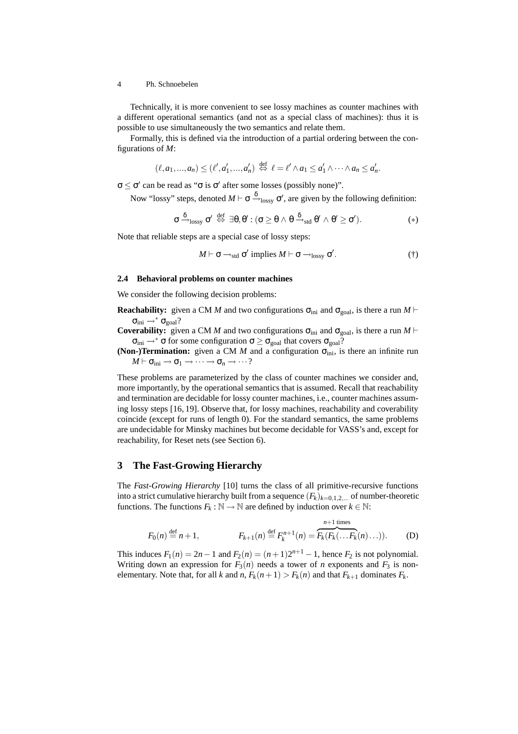Technically, it is more convenient to see lossy machines as counter machines with a different operational semantics (and not as a special class of machines): thus it is possible to use simultaneously the two semantics and relate them.

Formally, this is defined via the introduction of a partial ordering between the configurations of $M$:

$$(\ell, a_1, ..., a_n) \leq (\ell', a'_1, ..., a'_n) \overset{\text{def}}{\Leftrightarrow} \ell = \ell' \wedge a_1 \leq a'_1 \wedge \cdots \wedge a_n \leq a'_n.$$

$\sigma \leq \sigma'$ can be read as "$\sigma$ is $\sigma'$ after some losses (possibly none)".

Now "lossy" steps, denoted $M \vdash \sigma \xrightarrow{\delta}_{\text{lossy}} \sigma'$, are given by the following definition:

$$\sigma \xrightarrow{\delta}_{\text{lossy}} \sigma' \overset{\text{def}}{\Leftrightarrow} \exists \theta, \theta' : (\sigma \geq \theta \wedge \theta \xrightarrow{\delta}_{\text{std}} \theta' \wedge \theta' \geq \sigma'). \tag{$*$}$$

Note that reliable steps are a special case of lossy steps:

$$M \vdash \sigma \rightarrow_{\text{std}} \sigma' \text{ implies } M \vdash \sigma \rightarrow_{\text{lossy}} \sigma'. \tag{$\dagger$}$$

### 2.4 Behavioral problems on counter machines

We consider the following decision problems:

**Reachability:** given a CM $M$ and two configurations $\sigma_{\text{ini}}$ and $\sigma_{\text{goal}}$, is there a run $M \vdash \sigma_{\text{ini}} \rightarrow^* \sigma_{\text{goal}}$?

**Coverability:** given a CM $M$ and two configurations $\sigma_{\text{ini}}$ and $\sigma_{\text{goal}}$, is there a run $M \vdash \sigma_{\text{ini}} \rightarrow^* \sigma$ for some configuration $\sigma \geq \sigma_{\text{goal}}$ that covers $\sigma_{\text{goal}}$?

**(Non-)Termination:** given a CM $M$ and a configuration $\sigma_{\text{ini}}$, is there an infinite run $M \vdash \sigma_{\text{ini}} \rightarrow \sigma_1 \rightarrow \cdots \rightarrow \sigma_n \rightarrow \cdots$?

These problems are parameterized by the class of counter machines we consider and, more importantly, by the operational semantics that is assumed. Recall that reachability and termination are decidable for lossy counter machines, i.e., counter machines assuming lossy steps [16, 19]. Observe that, for lossy machines, reachability and coverability coincide (except for runs of length 0). For the standard semantics, the same problems are undecidable for Minsky machines but become decidable for VASS's and, except for reachability, for Reset nets (see Section 6).

## 3 The Fast-Growing Hierarchy

The *Fast-Growing Hierarchy* [10] turns the class of all primitive-recursive functions into a strict cumulative hierarchy built from a sequence $(F_k)_{k=0,1,2,...}$ of number-theoretic functions. The functions $F_k : \mathbb{N} \rightarrow \mathbb{N}$ are defined by induction over $k \in \mathbb{N}$:

$$F_0(n) \overset{\text{def}}{=} n+1, \qquad F_{k+1}(n) \overset{\text{def}}{=} F_k^{n+1}(n) = \overbrace{F_k(F_k(\ldots F_k}^{n+1 \text{ times}}(n)\ldots)). \tag{D}$$

This induces $F_1(n) = 2n-1$ and $F_2(n) = (n+1)2^{n+1} - 1$, hence $F_2$ is not polynomial. Writing down an expression for $F_3(n)$ needs a tower of $n$ exponents and $F_3$ is non-elementary. Note that, for all $k$ and $n$, $F_k(n+1) > F_k(n)$ and that $F_{k+1}$ dominates $F_k$.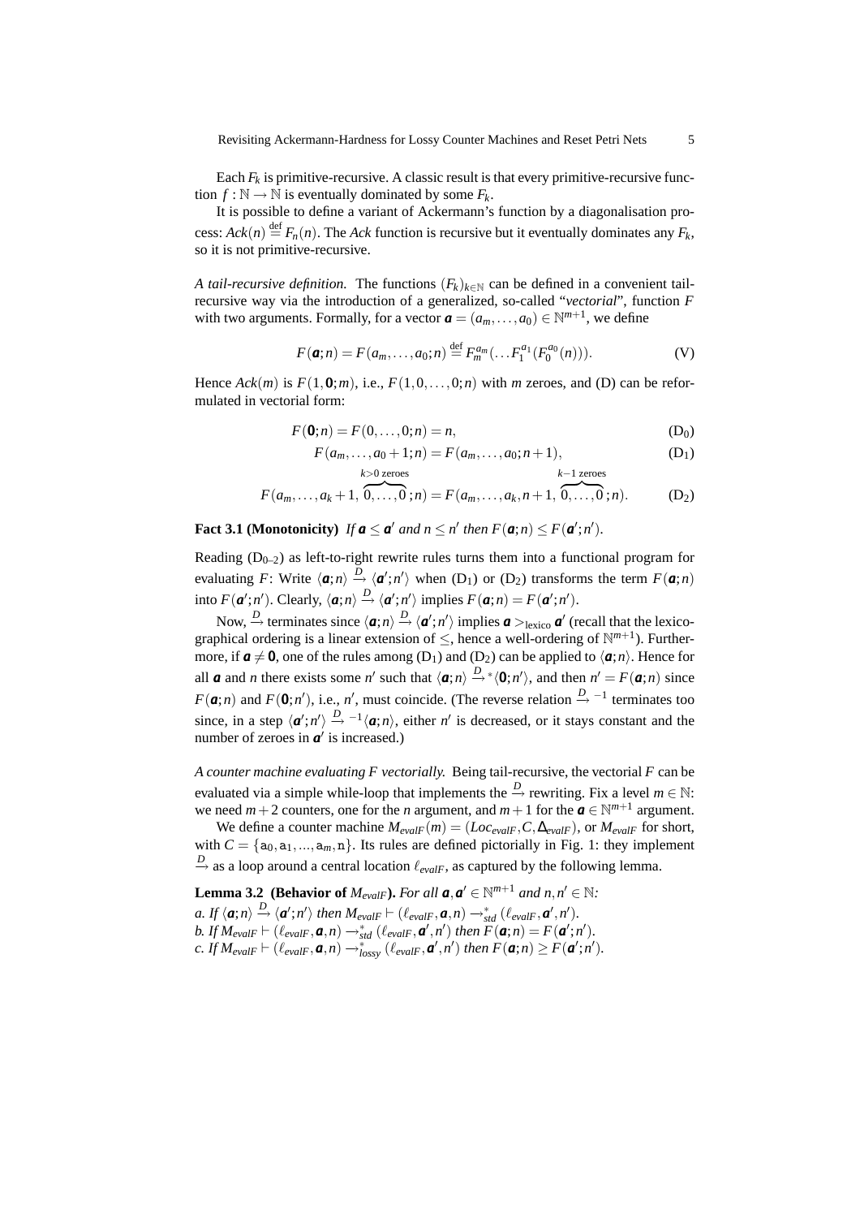Each $F_k$ is primitive-recursive. A classic result is that every primitive-recursive function $f : \mathbb{N} \to \mathbb{N}$ is eventually dominated by some $F_k$.

It is possible to define a variant of Ackermann's function by a diagonalisation process: $Ack(n) \stackrel{\text{def}}{=} F_n(n)$. The $Ack$ function is recursive but it eventually dominates any $F_k$, so it is not primitive-recursive.

*A tail-recursive definition.* The functions $(F_k)_{k\in\mathbb{N}}$ can be defined in a convenient tail-recursive way via the introduction of a generalized, so-called "*vectorial*", function $F$ with two arguments. Formally, for a vector $\boldsymbol{a} = (a_m, \ldots, a_0) \in \mathbb{N}^{m+1}$, we define

$$F(\boldsymbol{a};n) = F(a_m,\ldots,a_0;n) \stackrel{\text{def}}{=} F_m^{a_m}(\ldots F_1^{a_1}(F_0^{a_0}(n))). \tag{V}$$

Hence $Ack(m)$ is $F(1,\mathbf{0};m)$, i.e., $F(1,0,\ldots,0;n)$ with $m$ zeroes, and (D) can be reformulated in vectorial form:

$$F(\mathbf{0};n) = F(0,\ldots,0;n) = n, \tag{D$_0$}$$

$$F(a_m,\ldots,a_0+1;n) = F(a_m,\ldots,a_0;n+1), \tag{D$_1$}$$

$$F(a_m,\ldots,a_k+1,\overbrace{0,\ldots,0}^{k>0\text{ zeroes}};n) = F(a_m,\ldots,a_k,n+1,\overbrace{0,\ldots,0}^{k-1\text{ zeroes}};n). \tag{D$_2$}$$

**Fact 3.1 (Monotonicity)** *If $\boldsymbol{a} \le \boldsymbol{a}'$ and $n \le n'$ then $F(\boldsymbol{a};n) \le F(\boldsymbol{a}';n')$.*

Reading (D$_{0\text{–}2}$) as left-to-right rewrite rules turns them into a functional program for evaluating $F$: Write $\langle \boldsymbol{a};n\rangle \xrightarrow{D} \langle \boldsymbol{a}';n'\rangle$ when (D$_1$) or (D$_2$) transforms the term $F(\boldsymbol{a};n)$ into $F(\boldsymbol{a}';n')$. Clearly, $\langle \boldsymbol{a};n\rangle \xrightarrow{D} \langle \boldsymbol{a}';n'\rangle$ implies $F(\boldsymbol{a};n) = F(\boldsymbol{a}';n')$.

Now, $\xrightarrow{D}$ terminates since $\langle \boldsymbol{a};n\rangle \xrightarrow{D} \langle \boldsymbol{a}';n'\rangle$ implies $\boldsymbol{a} >_{\text{lexico}} \boldsymbol{a}'$ (recall that the lexicographical ordering is a linear extension of $\le$, hence a well-ordering of $\mathbb{N}^{m+1}$). Furthermore, if $\boldsymbol{a} \neq \mathbf{0}$, one of the rules among (D$_1$) and (D$_2$) can be applied to $\langle \boldsymbol{a};n\rangle$. Hence for all $\boldsymbol{a}$ and $n$ there exists some $n'$ such that $\langle \boldsymbol{a};n\rangle \xrightarrow{D}{}^* \langle \mathbf{0};n'\rangle$, and then $n' = F(\boldsymbol{a};n)$ since $F(\boldsymbol{a};n)$ and $F(\mathbf{0};n')$, i.e., $n'$, must coincide. (The reverse relation $\xrightarrow{D}{}^{-1}$ terminates too since, in a step $\langle \boldsymbol{a}';n'\rangle \xrightarrow{D}{}^{-1} \langle \boldsymbol{a};n\rangle$, either $n'$ is decreased, or it stays constant and the number of zeroes in $\boldsymbol{a}'$ is increased.)

*A counter machine evaluating $F$ vectorially.* Being tail-recursive, the vectorial $F$ can be evaluated via a simple while-loop that implements the $\xrightarrow{D}$ rewriting. Fix a level $m \in \mathbb{N}$: we need $m+2$ counters, one for the $n$ argument, and $m+1$ for the $\boldsymbol{a} \in \mathbb{N}^{m+1}$ argument.

We define a counter machine $M_{evalF}(m) = (Loc_{evalF}, C, \Delta_{evalF})$, or $M_{evalF}$ for short, with $C = \{\mathtt{a}_0, \mathtt{a}_1, \ldots, \mathtt{a}_m, \mathtt{n}\}$. Its rules are defined pictorially in Fig. 1: they implement $\xrightarrow{D}$ as a loop around a central location $\ell_{evalF}$, as captured by the following lemma.

**Lemma 3.2 (Behavior of $M_{evalF}$).** *For all $\boldsymbol{a},\boldsymbol{a}' \in \mathbb{N}^{m+1}$ and $n,n' \in \mathbb{N}$:*
*a. If $\langle \boldsymbol{a};n\rangle \xrightarrow{D} \langle \boldsymbol{a}';n'\rangle$ then $M_{evalF} \vdash (\ell_{evalF},\boldsymbol{a},n) \to_{std}^* (\ell_{evalF},\boldsymbol{a}',n')$.*
*b. If $M_{evalF} \vdash (\ell_{evalF},\boldsymbol{a},n) \to_{std}^* (\ell_{evalF},\boldsymbol{a}',n')$ then $F(\boldsymbol{a};n) = F(\boldsymbol{a}';n')$.*
*c. If $M_{evalF} \vdash (\ell_{evalF},\boldsymbol{a},n) \to_{lossy}^* (\ell_{evalF},\boldsymbol{a}',n')$ then $F(\boldsymbol{a};n) \ge F(\boldsymbol{a}';n')$.*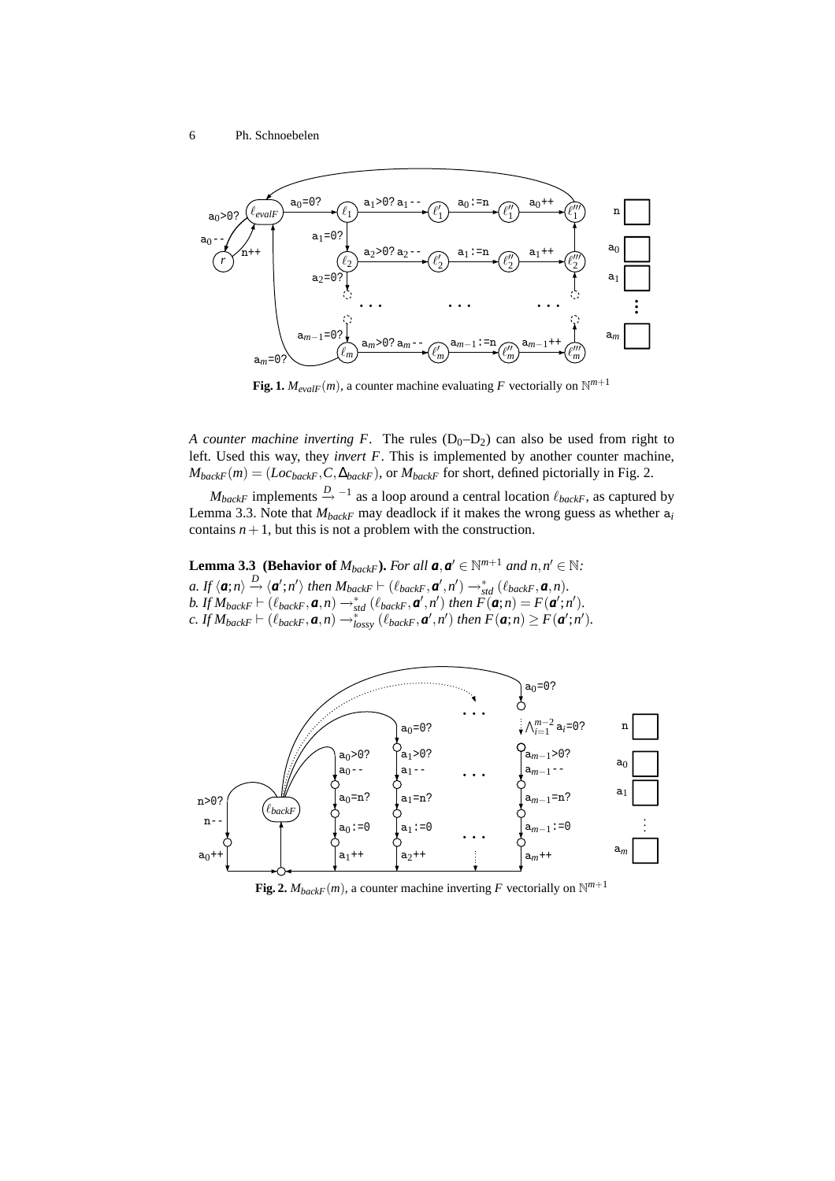**Fig. 1.** $M_{evalF}(m)$, a counter machine evaluating $F$ vectorially on $\mathbb{N}^{m+1}$

*A counter machine inverting F.* The rules ($D_0$–$D_2$) can also be used from right to left. Used this way, they *invert* $F$. This is implemented by another counter machine, $M_{backF}(m) = (Loc_{backF}, C, \Delta_{backF})$, or $M_{backF}$ for short, defined pictorially in Fig. 2.

$M_{backF}$ implements $\xrightarrow{D}{}^{-1}$ as a loop around a central location $\ell_{backF}$, as captured by Lemma 3.3. Note that $M_{backF}$ may deadlock if it makes the wrong guess as whether $\mathtt{a}_i$ contains $n+1$, but this is not a problem with the construction.

**Lemma 3.3 (Behavior of $M_{backF}$).** *For all $\boldsymbol{a}, \boldsymbol{a}' \in \mathbb{N}^{m+1}$ and $n, n' \in \mathbb{N}$:*
*a. If $\langle \boldsymbol{a}; n\rangle \xrightarrow{D} \langle \boldsymbol{a}'; n'\rangle$ then $M_{backF} \vdash (\ell_{backF}, \boldsymbol{a}', n') \rightarrow^{*}_{std} (\ell_{backF}, \boldsymbol{a}, n)$.*
*b. If $M_{backF} \vdash (\ell_{backF}, \boldsymbol{a}, n) \rightarrow^{*}_{std} (\ell_{backF}, \boldsymbol{a}', n')$ then $F(\boldsymbol{a}; n) = F(\boldsymbol{a}'; n')$.*
*c. If $M_{backF} \vdash (\ell_{backF}, \boldsymbol{a}, n) \rightarrow^{*}_{lossy} (\ell_{backF}, \boldsymbol{a}', n')$ then $F(\boldsymbol{a}; n) \geq F(\boldsymbol{a}'; n')$.*

**Fig. 2.** $M_{backF}(m)$, a counter machine inverting $F$ vectorially on $\mathbb{N}^{m+1}$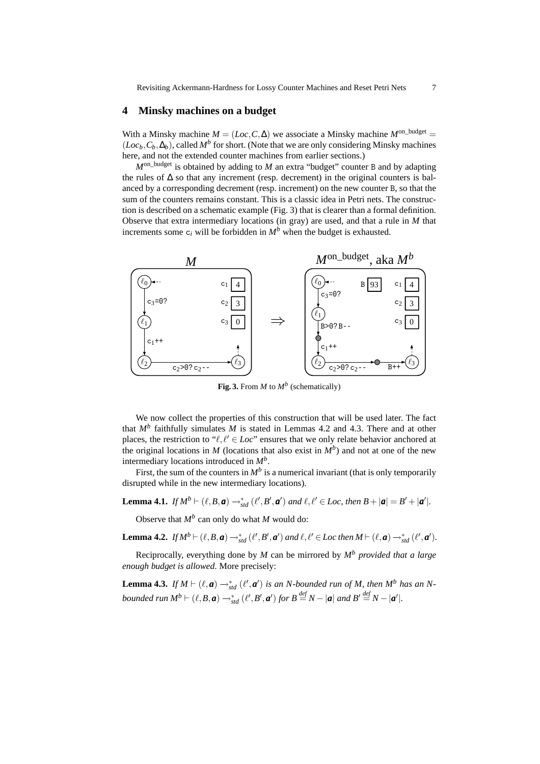## 4 Minsky machines on a budget

With a Minsky machine $M = (Loc, C, \Delta)$ we associate a Minsky machine $M^{\text{on\_budget}} = (Loc_b, C_b, \Delta_b)$, called $M^b$ for short. (Note that we are only considering Minsky machines here, and not the extended counter machines from earlier sections.)

$M^{\text{on\_budget}}$ is obtained by adding to $M$ an extra "budget" counter B and by adapting the rules of $\Delta$ so that any increment (resp. decrement) in the original counters is balanced by a corresponding decrement (resp. increment) on the new counter B, so that the sum of the counters remains constant. This is a classic idea in Petri nets. The construction is described on a schematic example (Fig. 3) that is clearer than a formal definition. Observe that extra intermediary locations (in gray) are used, and that a rule in $M$ that increments some $c_i$ will be forbidden in $M^b$ when the budget is exhausted.

**Fig. 3.** From $M$ to $M^b$ (schematically)

We now collect the properties of this construction that will be used later. The fact that $M^b$ faithfully simulates $M$ is stated in Lemmas 4.2 and 4.3. There and at other places, the restriction to "$\ell, \ell' \in Loc$" ensures that we only relate behavior anchored at the original locations in $M$ (locations that also exist in $M^b$) and not at one of the new intermediary locations introduced in $M^b$.

First, the sum of the counters in $M^b$ is a numerical invariant (that is only temporarily disrupted while in the new intermediary locations).

**Lemma 4.1.** *If* $M^b \vdash (\ell, B, \boldsymbol{a}) \rightarrow^*_{std} (\ell', B', \boldsymbol{a}')$ *and* $\ell, \ell' \in Loc$*, then* $B + |\boldsymbol{a}| = B' + |\boldsymbol{a}'|$*.*

Observe that $M^b$ can only do what $M$ would do:

**Lemma 4.2.** *If* $M^b \vdash (\ell, B, \boldsymbol{a}) \rightarrow^*_{std} (\ell', B', \boldsymbol{a}')$ *and* $\ell, \ell' \in Loc$ *then* $M \vdash (\ell, \boldsymbol{a}) \rightarrow^*_{std} (\ell', \boldsymbol{a}')$*.*

Reciprocally, everything done by $M$ can be mirrored by $M^b$ *provided that a large enough budget is allowed*. More precisely:

**Lemma 4.3.** *If* $M \vdash (\ell, \boldsymbol{a}) \rightarrow^*_{std} (\ell', \boldsymbol{a}')$ *is an* $N$*-bounded run of* $M$*, then* $M^b$ *has an* $N$*-bounded run* $M^b \vdash (\ell, B, \boldsymbol{a}) \rightarrow^*_{std} (\ell', B', \boldsymbol{a}')$ *for* $B \stackrel{def}{=} N - |\boldsymbol{a}|$ *and* $B' \stackrel{def}{=} N - |\boldsymbol{a}'|$*.*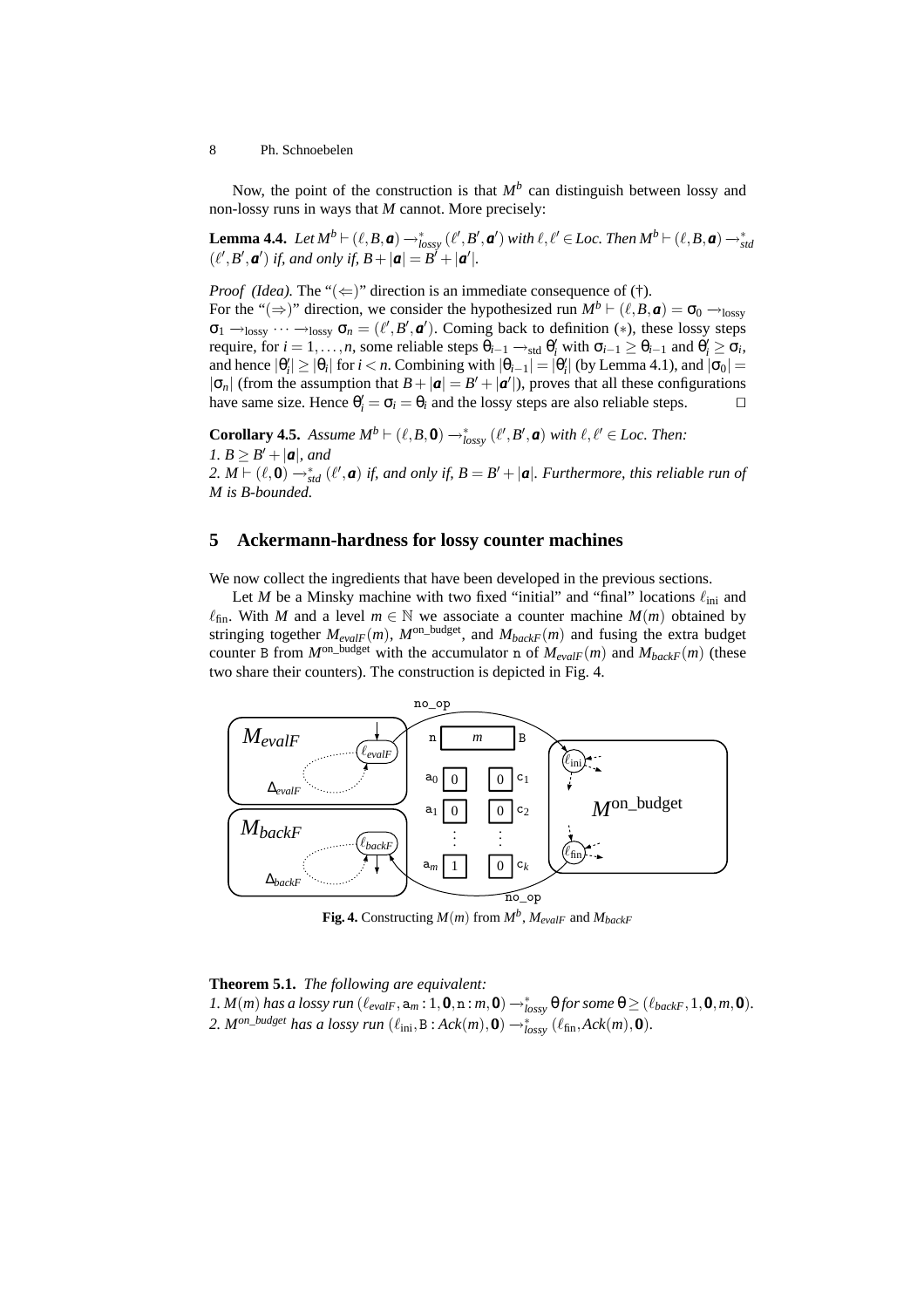Now, the point of the construction is that $M^b$ can distinguish between lossy and non-lossy runs in ways that $M$ cannot. More precisely:

**Lemma 4.4.** *Let $M^b \vdash (\ell, B, \boldsymbol{a}) \rightarrow^*_{lossy} (\ell', B', \boldsymbol{a}')$ with $\ell, \ell' \in Loc$. Then $M^b \vdash (\ell, B, \boldsymbol{a}) \rightarrow^*_{std} (\ell', B', \boldsymbol{a}')$ if, and only if, $B + |\boldsymbol{a}| = B' + |\boldsymbol{a}'|$.*

*Proof (Idea).* The "($\Leftarrow$)" direction is an immediate consequence of (†).
For the "($\Rightarrow$)" direction, we consider the hypothesized run $M^b \vdash (\ell, B, \boldsymbol{a}) = \sigma_0 \rightarrow_{\text{lossy}} \sigma_1 \rightarrow_{\text{lossy}} \cdots \rightarrow_{\text{lossy}} \sigma_n = (\ell', B', \boldsymbol{a}')$. Coming back to definition ($*$), these lossy steps require, for $i = 1, \ldots, n$, some reliable steps $\theta_{i-1} \rightarrow_{\text{std}} \theta'_i$ with $\sigma_{i-1} \geq \theta_{i-1}$ and $\theta'_i \geq \sigma_i$, and hence $|\theta'_i| \geq |\theta_i|$ for $i < n$. Combining with $|\theta_{i-1}| = |\theta'_i|$ (by Lemma 4.1), and $|\sigma_0| = |\sigma_n|$ (from the assumption that $B + |\boldsymbol{a}| = B' + |\boldsymbol{a}'|$), proves that all these configurations have same size. Hence $\theta'_i = \sigma_i = \theta_i$ and the lossy steps are also reliable steps. □

**Corollary 4.5.** *Assume $M^b \vdash (\ell, B, \mathbf{0}) \rightarrow^*_{lossy} (\ell', B', \boldsymbol{a})$ with $\ell, \ell' \in Loc$. Then:*
*1. $B \geq B' + |\boldsymbol{a}|$, and*
*2. $M \vdash (\ell, \mathbf{0}) \rightarrow^*_{std} (\ell', \boldsymbol{a})$ if, and only if, $B = B' + |\boldsymbol{a}|$. Furthermore, this reliable run of $M$ is $B$-bounded.*

## 5 Ackermann-hardness for lossy counter machines

We now collect the ingredients that have been developed in the previous sections.

Let $M$ be a Minsky machine with two fixed "initial" and "final" locations $\ell_{\text{ini}}$ and $\ell_{\text{fin}}$. With $M$ and a level $m \in \mathbb{N}$ we associate a counter machine $M(m)$ obtained by stringing together $M_{evalF}(m)$, $M^{\text{on\_budget}}$, and $M_{backF}(m)$ and fusing the extra budget counter B from $M^{\text{on\_budget}}$ with the accumulator n of $M_{evalF}(m)$ and $M_{backF}(m)$ (these two share their counters). The construction is depicted in Fig. 4.

**Fig. 4.** Constructing $M(m)$ from $M^b$, $M_{evalF}$ and $M_{backF}$

**Theorem 5.1.** *The following are equivalent:*
*1. $M(m)$ has a lossy run $(\ell_{evalF}, \mathtt{a}_m : 1, \mathbf{0}, \mathtt{n} : m, \mathbf{0}) \rightarrow^*_{lossy} \theta$ for some $\theta \geq (\ell_{backF}, 1, \mathbf{0}, m, \mathbf{0})$.*
*2. $M^{on\_budget}$ has a lossy run $(\ell_{\text{ini}}, \mathtt{B} : Ack(m), \mathbf{0}) \rightarrow^*_{lossy} (\ell_{\text{fin}}, Ack(m), \mathbf{0})$.*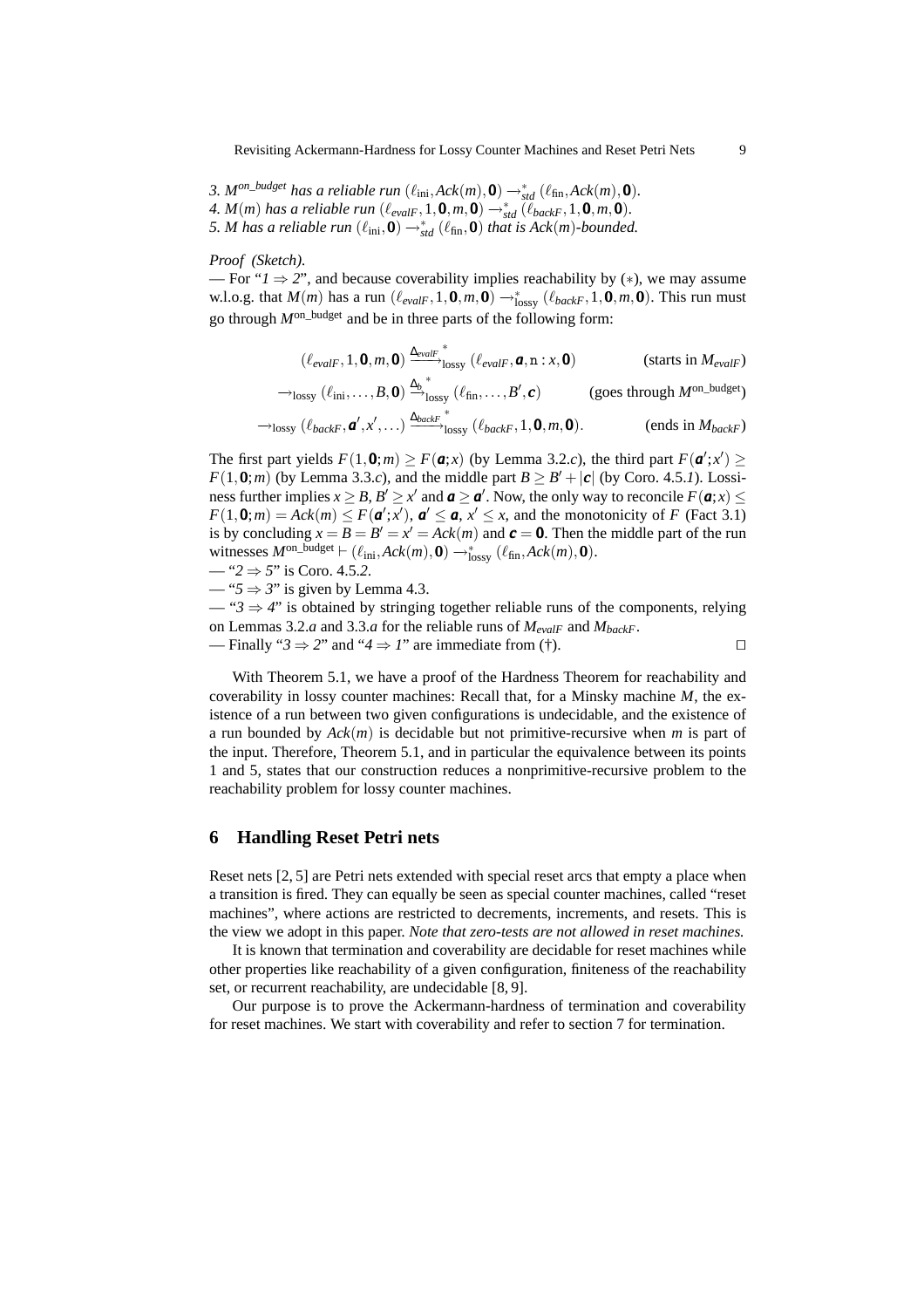*3. $M^{on\_budget}$ has a reliable run $(\ell_{\text{ini}}, Ack(m), \mathbf{0}) \rightarrow^*_{std} (\ell_{\text{fin}}, Ack(m), \mathbf{0})$.*
*4. $M(m)$ has a reliable run $(\ell_{evalF}, 1, \mathbf{0}, m, \mathbf{0}) \rightarrow^*_{std} (\ell_{backF}, 1, \mathbf{0}, m, \mathbf{0})$.*
*5. $M$ has a reliable run $(\ell_{\text{ini}}, \mathbf{0}) \rightarrow^*_{std} (\ell_{\text{fin}}, \mathbf{0})$ that is $Ack(m)$-bounded.*

*Proof (Sketch).*
— For "*1* ⇒ *2*", and because coverability implies reachability by $(*)$, we may assume w.l.o.g. that $M(m)$ has a run $(\ell_{evalF}, 1, \mathbf{0}, m, \mathbf{0}) \rightarrow^*_{\text{lossy}} (\ell_{backF}, 1, \mathbf{0}, m, \mathbf{0})$. This run must go through $M^{\text{on\_budget}}$ and be in three parts of the following form:

$$(\ell_{evalF}, 1, \mathbf{0}, m, \mathbf{0}) \xrightarrow{\Delta_{evalF}}{}^{*}_{\text{lossy}} (\ell_{evalF}, \boldsymbol{a}, \mathtt{n} : x, \mathbf{0}) \qquad \text{(starts in } M_{evalF}\text{)}$$

$$\rightarrow_{\text{lossy}} (\ell_{\text{ini}}, \ldots, B, \mathbf{0}) \xrightarrow{\Delta_b}{}^{*}_{\text{lossy}} (\ell_{\text{fin}}, \ldots, B', \boldsymbol{c}) \qquad \text{(goes through } M^{\text{on\_budget}}\text{)}$$

$$\rightarrow_{\text{lossy}} (\ell_{backF}, \boldsymbol{a}', x', \ldots) \xrightarrow{\Delta_{backF}}{}^{*}_{\text{lossy}} (\ell_{backF}, 1, \mathbf{0}, m, \mathbf{0}). \qquad \text{(ends in } M_{backF}\text{)}$$

The first part yields $F(1, \mathbf{0}; m) \geq F(\boldsymbol{a}; x)$ (by Lemma 3.2.*c*), the third part $F(\boldsymbol{a}'; x') \geq F(1, \mathbf{0}; m)$ (by Lemma 3.3.*c*), and the middle part $B \geq B' + |\boldsymbol{c}|$ (by Coro. 4.5.*1*). Lossiness further implies $x \geq B$, $B' \geq x'$ and $\boldsymbol{a} \geq \boldsymbol{a}'$. Now, the only way to reconcile $F(\boldsymbol{a}; x) \leq F(1, \mathbf{0}; m) = Ack(m) \leq F(\boldsymbol{a}'; x')$, $\boldsymbol{a}' \leq \boldsymbol{a}$, $x' \leq x$, and the monotonicity of $F$ (Fact 3.1) is by concluding $x = B = B' = x' = Ack(m)$ and $\boldsymbol{c} = \mathbf{0}$. Then the middle part of the run witnesses $M^{\text{on\_budget}} \vdash (\ell_{\text{ini}}, Ack(m), \mathbf{0}) \rightarrow^*_{\text{lossy}} (\ell_{\text{fin}}, Ack(m), \mathbf{0})$.
— "*2* ⇒ *5*" is Coro. 4.5.*2*.
— "*5* ⇒ *3*" is given by Lemma 4.3.
— "*3* ⇒ *4*" is obtained by stringing together reliable runs of the components, relying on Lemmas 3.2.*a* and 3.3.*a* for the reliable runs of $M_{evalF}$ and $M_{backF}$.
— Finally "*3* ⇒ *2*" and "*4* ⇒ *1*" are immediate from (†). □

With Theorem 5.1, we have a proof of the Hardness Theorem for reachability and coverability in lossy counter machines: Recall that, for a Minsky machine $M$, the existence of a run between two given configurations is undecidable, and the existence of a run bounded by $Ack(m)$ is decidable but not primitive-recursive when $m$ is part of the input. Therefore, Theorem 5.1, and in particular the equivalence between its points 1 and 5, states that our construction reduces a nonprimitive-recursive problem to the reachability problem for lossy counter machines.

## 6 Handling Reset Petri nets

Reset nets [2, 5] are Petri nets extended with special reset arcs that empty a place when a transition is fired. They can equally be seen as special counter machines, called "reset machines", where actions are restricted to decrements, increments, and resets. This is the view we adopt in this paper. *Note that zero-tests are not allowed in reset machines.*

It is known that termination and coverability are decidable for reset machines while other properties like reachability of a given configuration, finiteness of the reachability set, or recurrent reachability, are undecidable [8, 9].

Our purpose is to prove the Ackermann-hardness of termination and coverability for reset machines. We start with coverability and refer to section 7 for termination.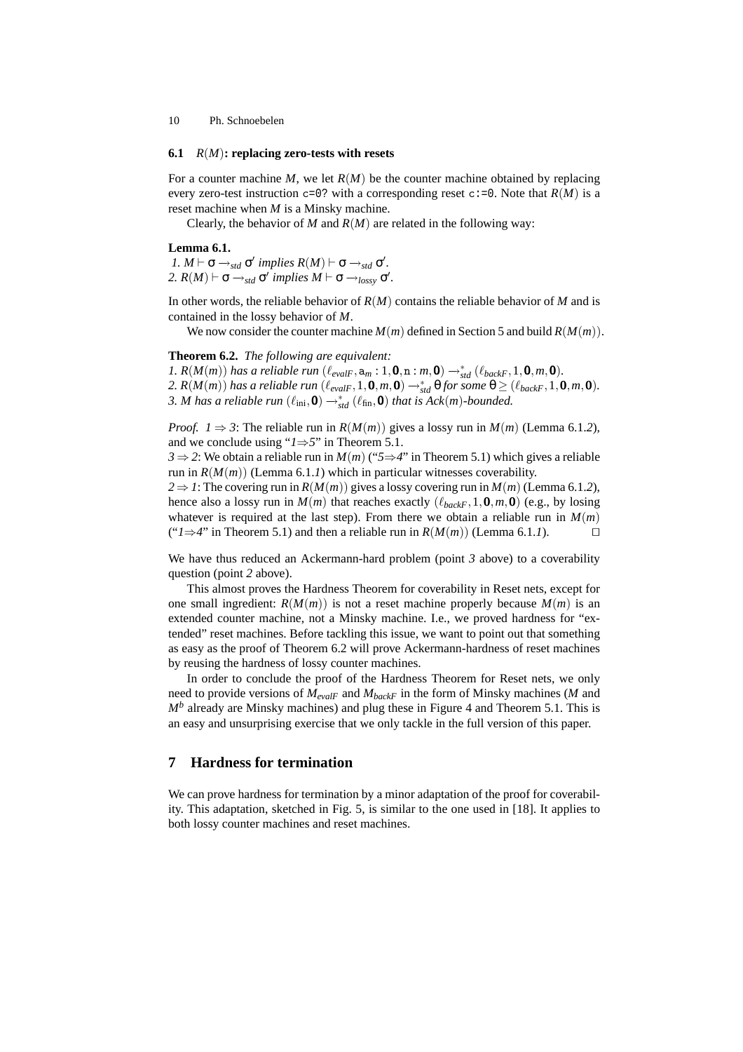### 6.1 $R(M)$: replacing zero-tests with resets

For a counter machine $M$, we let $R(M)$ be the counter machine obtained by replacing every zero-test instruction `c=0?` with a corresponding reset `c:=0`. Note that $R(M)$ is a reset machine when $M$ is a Minsky machine.

Clearly, the behavior of $M$ and $R(M)$ are related in the following way:

**Lemma 6.1.**
*1.* $M \vdash \sigma \rightarrow_{std} \sigma'$ *implies* $R(M) \vdash \sigma \rightarrow_{std} \sigma'$.
*2.* $R(M) \vdash \sigma \rightarrow_{std} \sigma'$ *implies* $M \vdash \sigma \rightarrow_{lossy} \sigma'$.

In other words, the reliable behavior of $R(M)$ contains the reliable behavior of $M$ and is contained in the lossy behavior of $M$.

We now consider the counter machine $M(m)$ defined in Section 5 and build $R(M(m))$.

**Theorem 6.2.** *The following are equivalent:*
*1.* $R(M(m))$ *has a reliable run* $(\ell_{evalF}, \mathtt{a}_m : 1, \mathbf{0}, \mathtt{n} : m, \mathbf{0}) \rightarrow^*_{std} (\ell_{backF}, 1, \mathbf{0}, m, \mathbf{0})$.
*2.* $R(M(m))$ *has a reliable run* $(\ell_{evalF}, 1, \mathbf{0}, m, \mathbf{0}) \rightarrow^*_{std} \theta$ *for some* $\theta \geq (\ell_{backF}, 1, \mathbf{0}, m, \mathbf{0})$.
*3.* $M$ *has a reliable run* $(\ell_{\mathrm{ini}}, \mathbf{0}) \rightarrow^*_{std} (\ell_{\mathrm{fin}}, \mathbf{0})$ *that is* $Ack(m)$*-bounded.*

*Proof.* $1 \Rightarrow 3$: The reliable run in $R(M(m))$ gives a lossy run in $M(m)$ (Lemma 6.1.*2*), and we conclude using "*1*⇒*5*" in Theorem 5.1.
$3 \Rightarrow 2$: We obtain a reliable run in $M(m)$ ("*5*⇒*4*" in Theorem 5.1) which gives a reliable run in $R(M(m))$ (Lemma 6.1.*1*) which in particular witnesses coverability.
$2 \Rightarrow 1$: The covering run in $R(M(m))$ gives a lossy covering run in $M(m)$ (Lemma 6.1.*2*), hence also a lossy run in $M(m)$ that reaches exactly $(\ell_{backF}, 1, \mathbf{0}, m, \mathbf{0})$ (e.g., by losing whatever is required at the last step). From there we obtain a reliable run in $M(m)$ ("*1*⇒*4*" in Theorem 5.1) and then a reliable run in $R(M(m))$ (Lemma 6.1.*1*). ⊓⊔

We have thus reduced an Ackermann-hard problem (point *3* above) to a coverability question (point *2* above).

This almost proves the Hardness Theorem for coverability in Reset nets, except for one small ingredient: $R(M(m))$ is not a reset machine properly because $M(m)$ is an extended counter machine, not a Minsky machine. I.e., we proved hardness for "extended" reset machines. Before tackling this issue, we want to point out that something as easy as the proof of Theorem 6.2 will prove Ackermann-hardness of reset machines by reusing the hardness of lossy counter machines.

In order to conclude the proof of the Hardness Theorem for Reset nets, we only need to provide versions of $M_{evalF}$ and $M_{backF}$ in the form of Minsky machines ($M$ and $M^b$ already are Minsky machines) and plug these in Figure 4 and Theorem 5.1. This is an easy and unsurprising exercise that we only tackle in the full version of this paper.

## 7 Hardness for termination

We can prove hardness for termination by a minor adaptation of the proof for coverability. This adaptation, sketched in Fig. 5, is similar to the one used in [18]. It applies to both lossy counter machines and reset machines.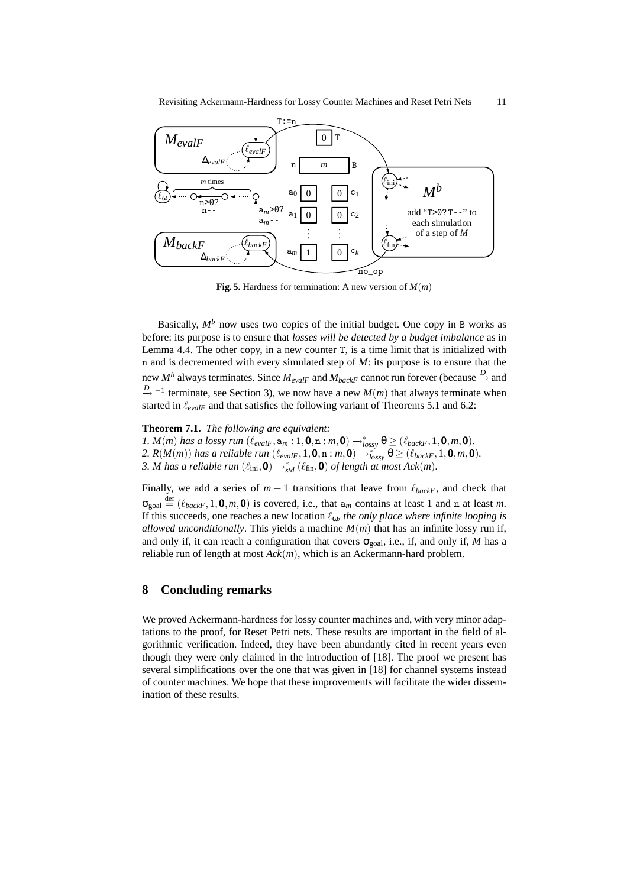**Fig. 5.** Hardness for termination: A new version of $M(m)$

Basically, $M^b$ now uses two copies of the initial budget. One copy in B works as before: its purpose is to ensure that *losses will be detected by a budget imbalance* as in Lemma 4.4. The other copy, in a new counter T, is a time limit that is initialized with n and is decremented with every simulated step of $M$: its purpose is to ensure that the new $M^b$ always terminates. Since $M_{evalF}$ and $M_{backF}$ cannot run forever (because $\xrightarrow{D}$ and $\xrightarrow{D}^{-1}$ terminate, see Section 3), we now have a new $M(m)$ that always terminate when started in $\ell_{evalF}$ and that satisfies the following variant of Theorems 5.1 and 6.2:

**Theorem 7.1.** *The following are equivalent:*
*1.* $M(m)$ *has a lossy run* $(\ell_{evalF}, \mathtt{a}_m : 1, \mathbf{0}, \mathtt{n} : m, \mathbf{0}) \rightarrow^*_{lossy} \theta \geq (\ell_{backF}, 1, \mathbf{0}, m, \mathbf{0})$.
*2.* $R(M(m))$ *has a reliable run* $(\ell_{evalF}, 1, \mathbf{0}, \mathtt{n} : m, \mathbf{0}) \rightarrow^*_{lossy} \theta \geq (\ell_{backF}, 1, \mathbf{0}, m, \mathbf{0})$.
*3.* $M$ *has a reliable run* $(\ell_{\text{ini}}, \mathbf{0}) \rightarrow^*_{std} (\ell_{\text{fin}}, \mathbf{0})$ *of length at most* $Ack(m)$.

Finally, we add a series of $m+1$ transitions that leave from $\ell_{backF}$, and check that $\sigma_{\text{goal}} \stackrel{\text{def}}{=} (\ell_{backF}, 1, \mathbf{0}, m, \mathbf{0})$ is covered, i.e., that $\mathtt{a}_m$ contains at least 1 and n at least $m$. If this succeeds, one reaches a new location $\ell_\omega$, *the only place where infinite looping is allowed unconditionally*. This yields a machine $M(m)$ that has an infinite lossy run if, and only if, it can reach a configuration that covers $\sigma_{\text{goal}}$, i.e., if, and only if, $M$ has a reliable run of length at most $Ack(m)$, which is an Ackermann-hard problem.

## 8 Concluding remarks

We proved Ackermann-hardness for lossy counter machines and, with very minor adaptations to the proof, for Reset Petri nets. These results are important in the field of algorithmic verification. Indeed, they have been abundantly cited in recent years even though they were only claimed in the introduction of [18]. The proof we present has several simplifications over the one that was given in [18] for channel systems instead of counter machines. We hope that these improvements will facilitate the wider dissemination of these results.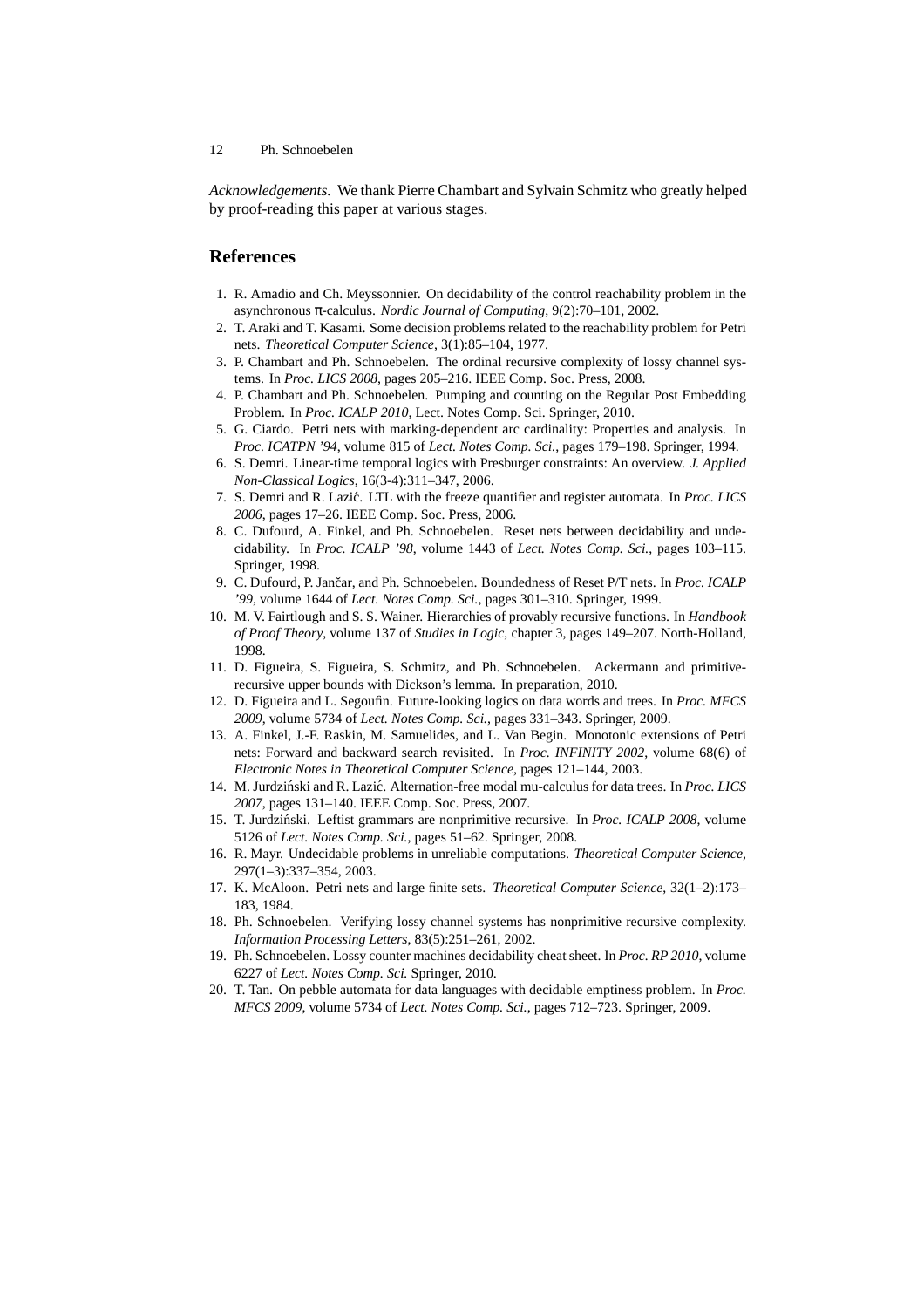*Acknowledgements.* We thank Pierre Chambart and Sylvain Schmitz who greatly helped by proof-reading this paper at various stages.

## References

1. R. Amadio and Ch. Meyssonnier. On decidability of the control reachability problem in the asynchronous π-calculus. *Nordic Journal of Computing*, 9(2):70–101, 2002.
2. T. Araki and T. Kasami. Some decision problems related to the reachability problem for Petri nets. *Theoretical Computer Science*, 3(1):85–104, 1977.
3. P. Chambart and Ph. Schnoebelen. The ordinal recursive complexity of lossy channel systems. In *Proc. LICS 2008*, pages 205–216. IEEE Comp. Soc. Press, 2008.
4. P. Chambart and Ph. Schnoebelen. Pumping and counting on the Regular Post Embedding Problem. In *Proc. ICALP 2010*, Lect. Notes Comp. Sci. Springer, 2010.
5. G. Ciardo. Petri nets with marking-dependent arc cardinality: Properties and analysis. In *Proc. ICATPN '94*, volume 815 of *Lect. Notes Comp. Sci.*, pages 179–198. Springer, 1994.
6. S. Demri. Linear-time temporal logics with Presburger constraints: An overview. *J. Applied Non-Classical Logics*, 16(3-4):311–347, 2006.
7. S. Demri and R. Lazić. LTL with the freeze quantifier and register automata. In *Proc. LICS 2006*, pages 17–26. IEEE Comp. Soc. Press, 2006.
8. C. Dufourd, A. Finkel, and Ph. Schnoebelen. Reset nets between decidability and undecidability. In *Proc. ICALP '98*, volume 1443 of *Lect. Notes Comp. Sci.*, pages 103–115. Springer, 1998.
9. C. Dufourd, P. Jančar, and Ph. Schnoebelen. Boundedness of Reset P/T nets. In *Proc. ICALP '99*, volume 1644 of *Lect. Notes Comp. Sci.*, pages 301–310. Springer, 1999.
10. M. V. Fairtlough and S. S. Wainer. Hierarchies of provably recursive functions. In *Handbook of Proof Theory*, volume 137 of *Studies in Logic*, chapter 3, pages 149–207. North-Holland, 1998.
11. D. Figueira, S. Figueira, S. Schmitz, and Ph. Schnoebelen. Ackermann and primitive-recursive upper bounds with Dickson's lemma. In preparation, 2010.
12. D. Figueira and L. Segoufin. Future-looking logics on data words and trees. In *Proc. MFCS 2009*, volume 5734 of *Lect. Notes Comp. Sci.*, pages 331–343. Springer, 2009.
13. A. Finkel, J.-F. Raskin, M. Samuelides, and L. Van Begin. Monotonic extensions of Petri nets: Forward and backward search revisited. In *Proc. INFINITY 2002*, volume 68(6) of *Electronic Notes in Theoretical Computer Science*, pages 121–144, 2003.
14. M. Jurdziński and R. Lazić. Alternation-free modal mu-calculus for data trees. In *Proc. LICS 2007*, pages 131–140. IEEE Comp. Soc. Press, 2007.
15. T. Jurdziński. Leftist grammars are nonprimitive recursive. In *Proc. ICALP 2008*, volume 5126 of *Lect. Notes Comp. Sci.*, pages 51–62. Springer, 2008.
16. R. Mayr. Undecidable problems in unreliable computations. *Theoretical Computer Science*, 297(1–3):337–354, 2003.
17. K. McAloon. Petri nets and large finite sets. *Theoretical Computer Science*, 32(1–2):173–183, 1984.
18. Ph. Schnoebelen. Verifying lossy channel systems has nonprimitive recursive complexity. *Information Processing Letters*, 83(5):251–261, 2002.
19. Ph. Schnoebelen. Lossy counter machines decidability cheat sheet. In *Proc. RP 2010*, volume 6227 of *Lect. Notes Comp. Sci.* Springer, 2010.
20. T. Tan. On pebble automata for data languages with decidable emptiness problem. In *Proc. MFCS 2009*, volume 5734 of *Lect. Notes Comp. Sci.*, pages 712–723. Springer, 2009.